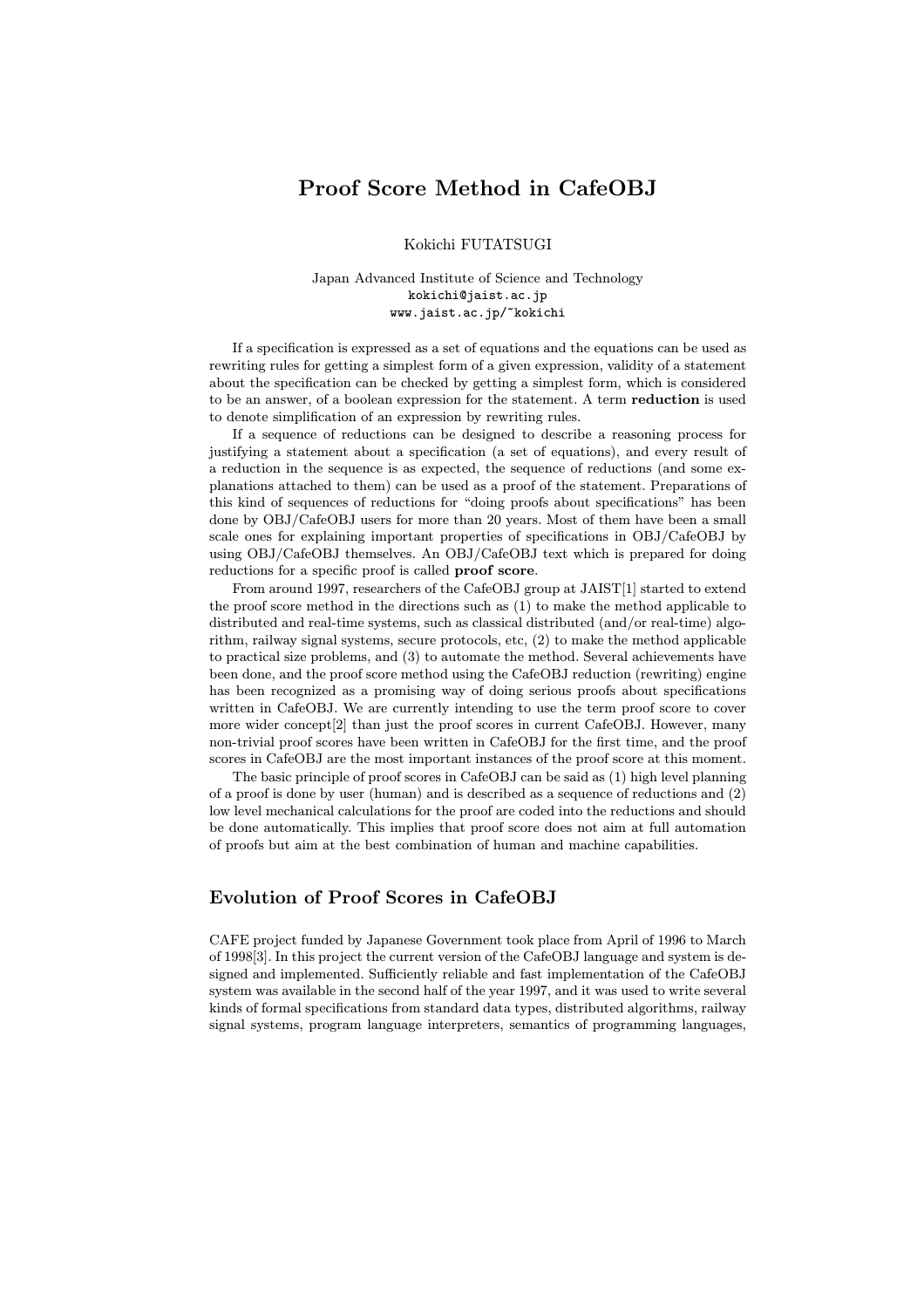# Proof Score Method in CafeOBJ

Kokichi FUTATSUGI

Japan Advanced Institute of Science and Technology
kokichi@jaist.ac.jp
www.jaist.ac.jp/~kokichi

If a specification is expressed as a set of equations and the equations can be used as rewriting rules for getting a simplest form of a given expression, validity of a statement about the specification can be checked by getting a simplest form, which is considered to be an answer, of a boolean expression for the statement. A term **reduction** is used to denote simplification of an expression by rewriting rules.

If a sequence of reductions can be designed to describe a reasoning process for justifying a statement about a specification (a set of equations), and every result of a reduction in the sequence is as expected, the sequence of reductions (and some explanations attached to them) can be used as a proof of the statement. Preparations of this kind of sequences of reductions for "doing proofs about specifications" has been done by OBJ/CafeOBJ users for more than 20 years. Most of them have been a small scale ones for explaining important properties of specifications in OBJ/CafeOBJ by using OBJ/CafeOBJ themselves. An OBJ/CafeOBJ text which is prepared for doing reductions for a specific proof is called **proof score**.

From around 1997, researchers of the CafeOBJ group at JAIST[1] started to extend the proof score method in the directions such as (1) to make the method applicable to distributed and real-time systems, such as classical distributed (and/or real-time) algorithm, railway signal systems, secure protocols, etc, (2) to make the method applicable to practical size problems, and (3) to automate the method. Several achievements have been done, and the proof score method using the CafeOBJ reduction (rewriting) engine has been recognized as a promising way of doing serious proofs about specifications written in CafeOBJ. We are currently intending to use the term proof score to cover more wider concept[2] than just the proof scores in current CafeOBJ. However, many non-trivial proof scores have been written in CafeOBJ for the first time, and the proof scores in CafeOBJ are the most important instances of the proof score at this moment.

The basic principle of proof scores in CafeOBJ can be said as (1) high level planning of a proof is done by user (human) and is described as a sequence of reductions and (2) low level mechanical calculations for the proof are coded into the reductions and should be done automatically. This implies that proof score does not aim at full automation of proofs but aim at the best combination of human and machine capabilities.

## Evolution of Proof Scores in CafeOBJ

CAFE project funded by Japanese Government took place from April of 1996 to March of 1998[3]. In this project the current version of the CafeOBJ language and system is designed and implemented. Sufficiently reliable and fast implementation of the CafeOBJ system was available in the second half of the year 1997, and it was used to write several kinds of formal specifications from standard data types, distributed algorithms, railway signal systems, program language interpreters, semantics of programming languages,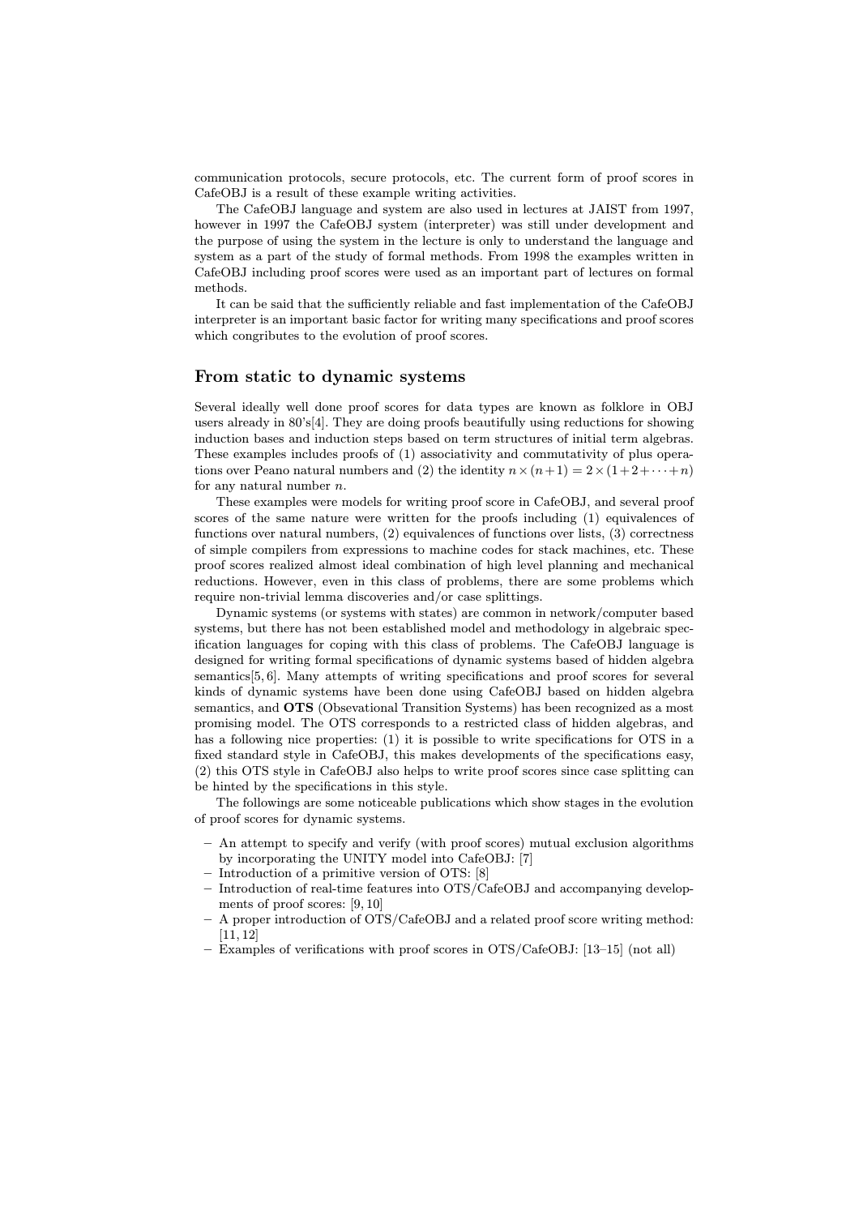communication protocols, secure protocols, etc. The current form of proof scores in CafeOBJ is a result of these example writing activities.

The CafeOBJ language and system are also used in lectures at JAIST from 1997, however in 1997 the CafeOBJ system (interpreter) was still under development and the purpose of using the system in the lecture is only to understand the language and system as a part of the study of formal methods. From 1998 the examples written in CafeOBJ including proof scores were used as an important part of lectures on formal methods.

It can be said that the sufficiently reliable and fast implementation of the CafeOBJ interpreter is an important basic factor for writing many specifications and proof scores which congributes to the evolution of proof scores.

## From static to dynamic systems

Several ideally well done proof scores for data types are known as folklore in OBJ users already in 80's[4]. They are doing proofs beautifully using reductions for showing induction bases and induction steps based on term structures of initial term algebras. These examples includes proofs of (1) associativity and commutativity of plus operations over Peano natural numbers and (2) the identity $n \times (n+1) = 2 \times (1+2+\cdots+n)$ for any natural number $n$.

These examples were models for writing proof score in CafeOBJ, and several proof scores of the same nature were written for the proofs including (1) equivalences of functions over natural numbers, (2) equivalences of functions over lists, (3) correctness of simple compilers from expressions to machine codes for stack machines, etc. These proof scores realized almost ideal combination of high level planning and mechanical reductions. However, even in this class of problems, there are some problems which require non-trivial lemma discoveries and/or case splittings.

Dynamic systems (or systems with states) are common in network/computer based systems, but there has not been established model and methodology in algebraic specification languages for coping with this class of problems. The CafeOBJ language is designed for writing formal specifications of dynamic systems based of hidden algebra semantics[5, 6]. Many attempts of writing specifications and proof scores for several kinds of dynamic systems have been done using CafeOBJ based on hidden algebra semantics, and **OTS** (Obsevational Transition Systems) has been recognized as a most promising model. The OTS corresponds to a restricted class of hidden algebras, and has a following nice properties: (1) it is possible to write specifications for OTS in a fixed standard style in CafeOBJ, this makes developments of the specifications easy, (2) this OTS style in CafeOBJ also helps to write proof scores since case splitting can be hinted by the specifications in this style.

The followings are some noticeable publications which show stages in the evolution of proof scores for dynamic systems.

- An attempt to specify and verify (with proof scores) mutual exclusion algorithms by incorporating the UNITY model into CafeOBJ: [7]
- Introduction of a primitive version of OTS: [8]
- Introduction of real-time features into OTS/CafeOBJ and accompanying developments of proof scores: [9, 10]
- A proper introduction of OTS/CafeOBJ and a related proof score writing method: [11, 12]
- Examples of verifications with proof scores in OTS/CafeOBJ: [13–15] (not all)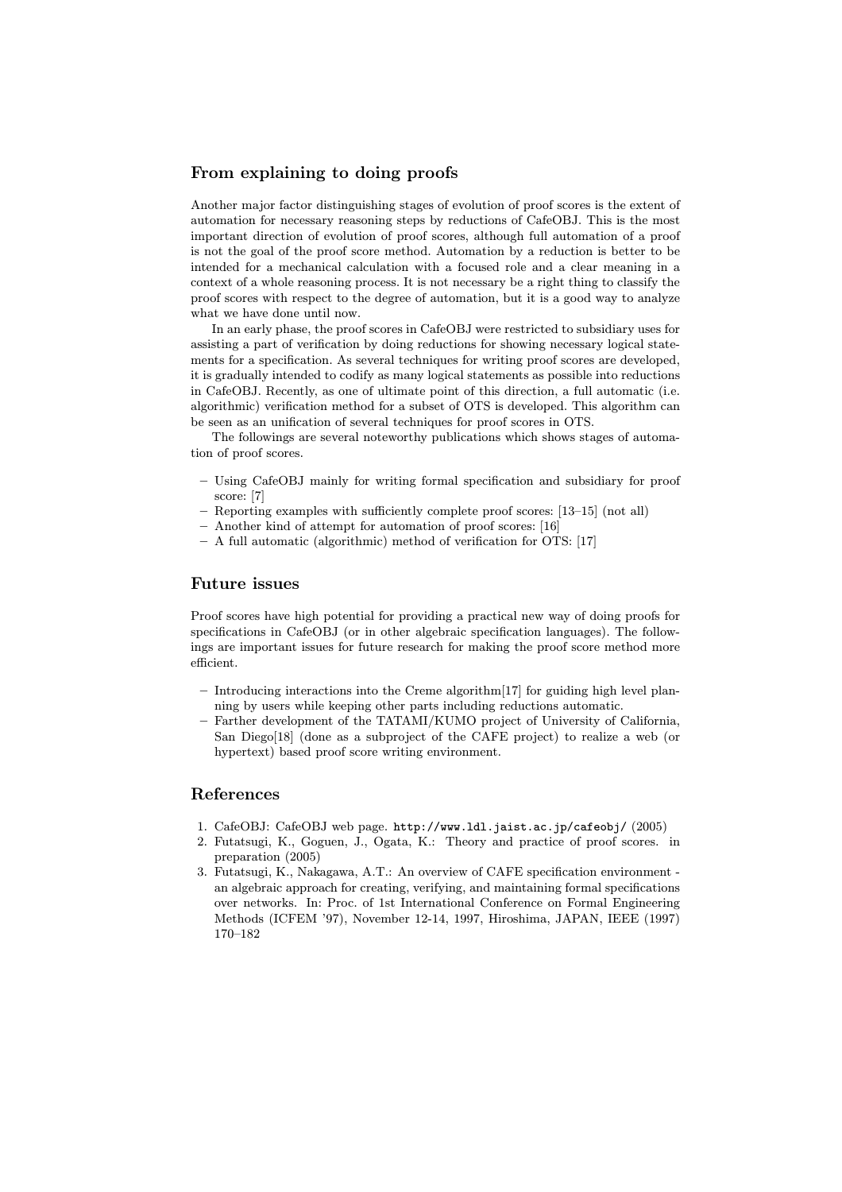## From explaining to doing proofs

Another major factor distinguishing stages of evolution of proof scores is the extent of automation for necessary reasoning steps by reductions of CafeOBJ. This is the most important direction of evolution of proof scores, although full automation of a proof is not the goal of the proof score method. Automation by a reduction is better to be intended for a mechanical calculation with a focused role and a clear meaning in a context of a whole reasoning process. It is not necessary be a right thing to classify the proof scores with respect to the degree of automation, but it is a good way to analyze what we have done until now.

In an early phase, the proof scores in CafeOBJ were restricted to subsidiary uses for assisting a part of verification by doing reductions for showing necessary logical statements for a specification. As several techniques for writing proof scores are developed, it is gradually intended to codify as many logical statements as possible into reductions in CafeOBJ. Recently, as one of ultimate point of this direction, a full automatic (i.e. algorithmic) verification method for a subset of OTS is developed. This algorithm can be seen as an unification of several techniques for proof scores in OTS.

The followings are several noteworthy publications which shows stages of automation of proof scores.

- Using CafeOBJ mainly for writing formal specification and subsidiary for proof score: [7]
- Reporting examples with sufficiently complete proof scores: [13–15] (not all)
- Another kind of attempt for automation of proof scores: [16]
- A full automatic (algorithmic) method of verification for OTS: [17]

## Future issues

Proof scores have high potential for providing a practical new way of doing proofs for specifications in CafeOBJ (or in other algebraic specification languages). The followings are important issues for future research for making the proof score method more efficient.

- Introducing interactions into the Creme algorithm[17] for guiding high level planning by users while keeping other parts including reductions automatic.
- Farther development of the TATAMI/KUMO project of University of California, San Diego[18] (done as a subproject of the CAFE project) to realize a web (or hypertext) based proof score writing environment.

## References

1. CafeOBJ: CafeOBJ web page. `http://www.ldl.jaist.ac.jp/cafeobj/` (2005)
2. Futatsugi, K., Goguen, J., Ogata, K.: Theory and practice of proof scores. in preparation (2005)
3. Futatsugi, K., Nakagawa, A.T.: An overview of CAFE specification environment - an algebraic approach for creating, verifying, and maintaining formal specifications over networks. In: Proc. of 1st International Conference on Formal Engineering Methods (ICFEM '97), November 12-14, 1997, Hiroshima, JAPAN, IEEE (1997) 170–182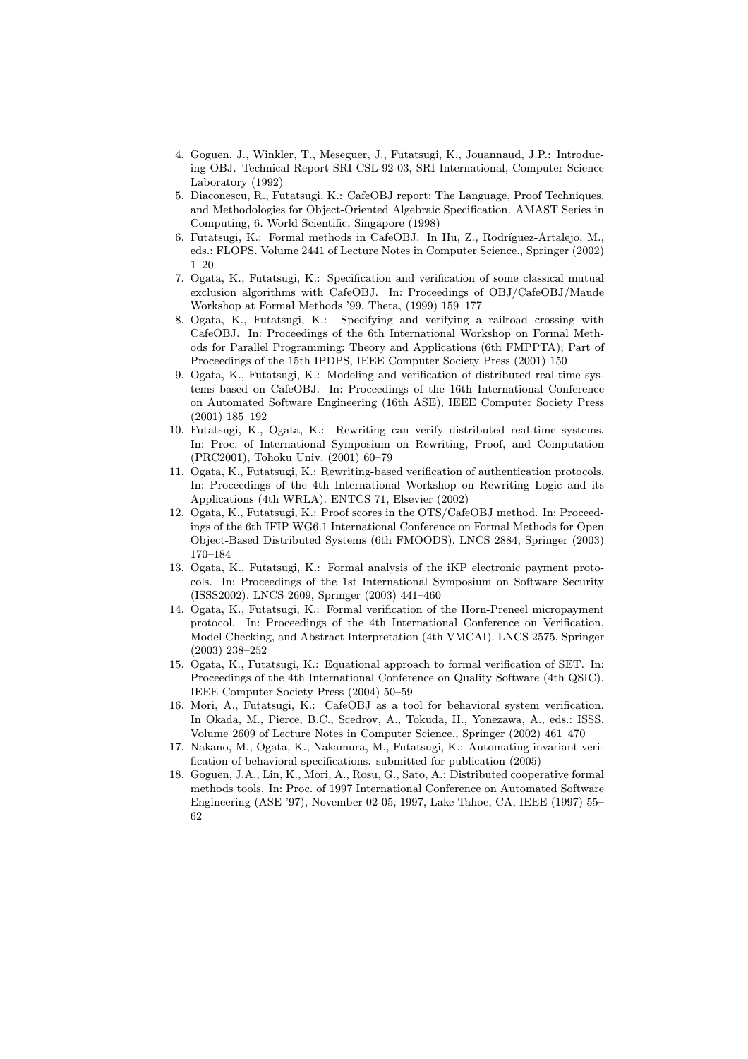4. Goguen, J., Winkler, T., Meseguer, J., Futatsugi, K., Jouannaud, J.P.: Introducing OBJ. Technical Report SRI-CSL-92-03, SRI International, Computer Science Laboratory (1992)
5. Diaconescu, R., Futatsugi, K.: CafeOBJ report: The Language, Proof Techniques, and Methodologies for Object-Oriented Algebraic Specification. AMAST Series in Computing, 6. World Scientific, Singapore (1998)
6. Futatsugi, K.: Formal methods in CafeOBJ. In Hu, Z., Rodríguez-Artalejo, M., eds.: FLOPS. Volume 2441 of Lecture Notes in Computer Science., Springer (2002) 1–20
7. Ogata, K., Futatsugi, K.: Specification and verification of some classical mutual exclusion algorithms with CafeOBJ. In: Proceedings of OBJ/CafeOBJ/Maude Workshop at Formal Methods '99, Theta, (1999) 159–177
8. Ogata, K., Futatsugi, K.: Specifying and verifying a railroad crossing with CafeOBJ. In: Proceedings of the 6th International Workshop on Formal Methods for Parallel Programming: Theory and Applications (6th FMPPTA); Part of Proceedings of the 15th IPDPS, IEEE Computer Society Press (2001) 150
9. Ogata, K., Futatsugi, K.: Modeling and verification of distributed real-time systems based on CafeOBJ. In: Proceedings of the 16th International Conference on Automated Software Engineering (16th ASE), IEEE Computer Society Press (2001) 185–192
10. Futatsugi, K., Ogata, K.: Rewriting can verify distributed real-time systems. In: Proc. of International Symposium on Rewriting, Proof, and Computation (PRC2001), Tohoku Univ. (2001) 60–79
11. Ogata, K., Futatsugi, K.: Rewriting-based verification of authentication protocols. In: Proceedings of the 4th International Workshop on Rewriting Logic and its Applications (4th WRLA). ENTCS 71, Elsevier (2002)
12. Ogata, K., Futatsugi, K.: Proof scores in the OTS/CafeOBJ method. In: Proceedings of the 6th IFIP WG6.1 International Conference on Formal Methods for Open Object-Based Distributed Systems (6th FMOODS). LNCS 2884, Springer (2003) 170–184
13. Ogata, K., Futatsugi, K.: Formal analysis of the iKP electronic payment protocols. In: Proceedings of the 1st International Symposium on Software Security (ISSS2002). LNCS 2609, Springer (2003) 441–460
14. Ogata, K., Futatsugi, K.: Formal verification of the Horn-Preneel micropayment protocol. In: Proceedings of the 4th International Conference on Verification, Model Checking, and Abstract Interpretation (4th VMCAI). LNCS 2575, Springer (2003) 238–252
15. Ogata, K., Futatsugi, K.: Equational approach to formal verification of SET. In: Proceedings of the 4th International Conference on Quality Software (4th QSIC), IEEE Computer Society Press (2004) 50–59
16. Mori, A., Futatsugi, K.: CafeOBJ as a tool for behavioral system verification. In Okada, M., Pierce, B.C., Scedrov, A., Tokuda, H., Yonezawa, A., eds.: ISSS. Volume 2609 of Lecture Notes in Computer Science., Springer (2002) 461–470
17. Nakano, M., Ogata, K., Nakamura, M., Futatsugi, K.: Automating invariant verification of behavioral specifications. submitted for publication (2005)
18. Goguen, J.A., Lin, K., Mori, A., Rosu, G., Sato, A.: Distributed cooperative formal methods tools. In: Proc. of 1997 International Conference on Automated Software Engineering (ASE '97), November 02-05, 1997, Lake Tahoe, CA, IEEE (1997) 55–62